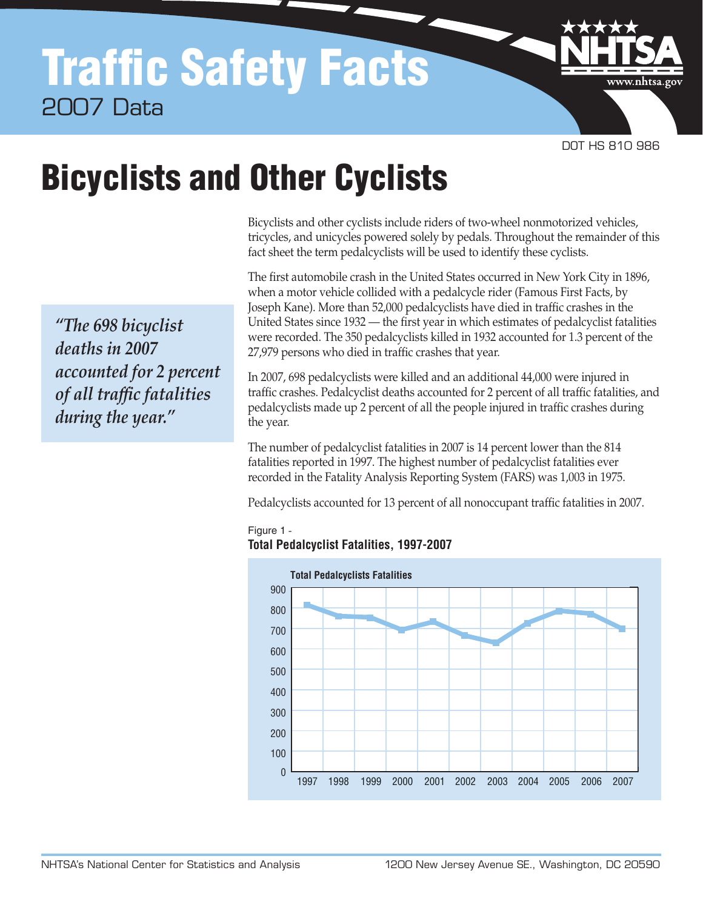# Traffic Safety Facts

2007 Data

DOT HS 810 986

# Bicyclists and Other Cyclists

> *"The 698 bicyclist deaths in 2007 accounted for 2 percent of all traffic fatalities during the year."*

Bicyclists and other cyclists include riders of two-wheel nonmotorized vehicles, tricycles, and unicycles powered solely by pedals. Throughout the remainder of this fact sheet the term pedalcyclists will be used to identify these cyclists.

The first automobile crash in the United States occurred in New York City in 1896, when a motor vehicle collided with a pedalcycle rider (Famous First Facts, by Joseph Kane). More than 52,000 pedalcyclists have died in traffic crashes in the United States since 1932 — the first year in which estimates of pedalcyclist fatalities were recorded. The 350 pedalcyclists killed in 1932 accounted for 1.3 percent of the 27,979 persons who died in traffic crashes that year.

In 2007, 698 pedalcyclists were killed and an additional 44,000 were injured in traffic crashes. Pedalcyclist deaths accounted for 2 percent of all traffic fatalities, and pedalcyclists made up 2 percent of all the people injured in traffic crashes during the year.

The number of pedalcyclist fatalities in 2007 is 14 percent lower than the 814 fatalities reported in 1997. The highest number of pedalcyclist fatalities ever recorded in the Fatality Analysis Reporting System (FARS) was 1,003 in 1975.

Pedalcyclists accounted for 13 percent of all nonoccupant traffic fatalities in 2007.

Figure 1 -
**Total Pedalcyclist Fatalities, 1997-2007**

**Total Pedalcyclists Fatalities**

(Line chart; y-axis 0–900; x-axis years 1997–2007)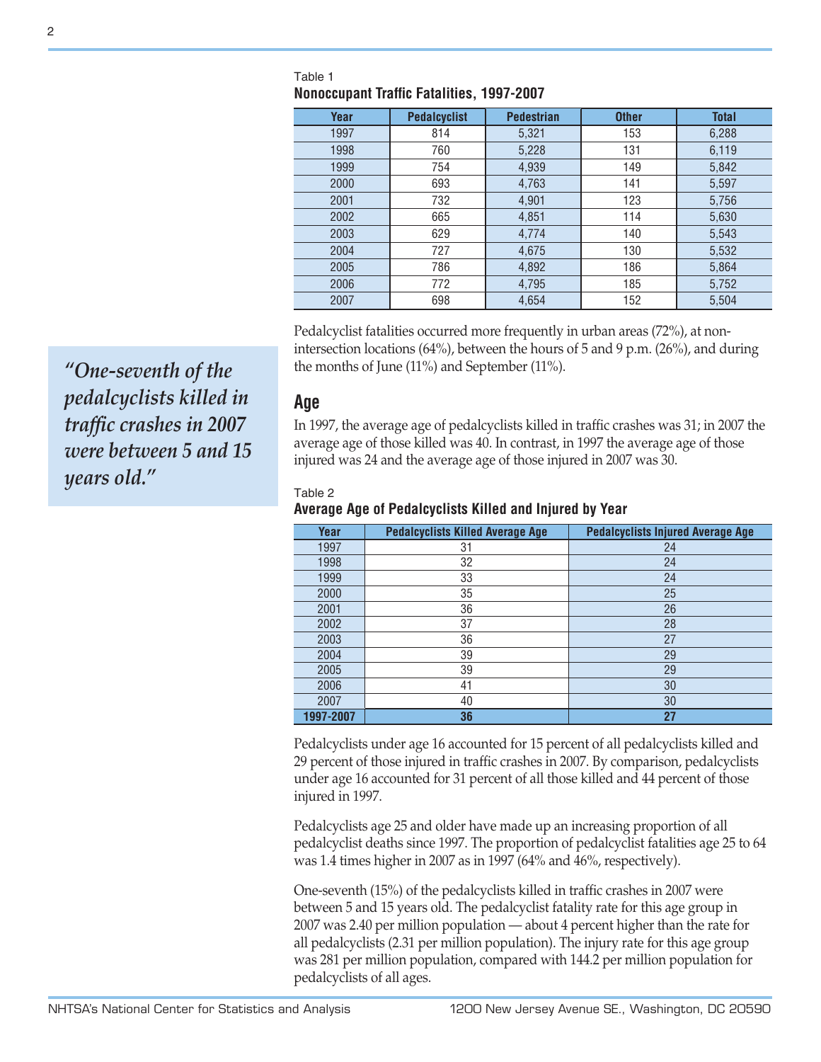Table 1

**Nonoccupant Traffic Fatalities, 1997-2007**

| Year | Pedalcyclist | Pedestrian | Other | Total |
|---|---|---|---|---|
| 1997 | 814 | 5,321 | 153 | 6,288 |
| 1998 | 760 | 5,228 | 131 | 6,119 |
| 1999 | 754 | 4,939 | 149 | 5,842 |
| 2000 | 693 | 4,763 | 141 | 5,597 |
| 2001 | 732 | 4,901 | 123 | 5,756 |
| 2002 | 665 | 4,851 | 114 | 5,630 |
| 2003 | 629 | 4,774 | 140 | 5,543 |
| 2004 | 727 | 4,675 | 130 | 5,532 |
| 2005 | 786 | 4,892 | 186 | 5,864 |
| 2006 | 772 | 4,795 | 185 | 5,752 |
| 2007 | 698 | 4,654 | 152 | 5,504 |

Pedalcyclist fatalities occurred more frequently in urban areas (72%), at non-intersection locations (64%), between the hours of 5 and 9 p.m. (26%), and during the months of June (11%) and September (11%).

*"One-seventh of the pedalcyclists killed in traffic crashes in 2007 were between 5 and 15 years old."*

## Age

In 1997, the average age of pedalcyclists killed in traffic crashes was 31; in 2007 the average age of those killed was 40. In contrast, in 1997 the average age of those injured was 24 and the average age of those injured in 2007 was 30.

Table 2

**Average Age of Pedalcyclists Killed and Injured by Year**

| Year | Pedalcyclists Killed Average Age | Pedalcyclists Injured Average Age |
|---|---|---|
| 1997 | 31 | 24 |
| 1998 | 32 | 24 |
| 1999 | 33 | 24 |
| 2000 | 35 | 25 |
| 2001 | 36 | 26 |
| 2002 | 37 | 28 |
| 2003 | 36 | 27 |
| 2004 | 39 | 29 |
| 2005 | 39 | 29 |
| 2006 | 41 | 30 |
| 2007 | 40 | 30 |
| **1997-2007** | **36** | **27** |

Pedalcyclists under age 16 accounted for 15 percent of all pedalcyclists killed and 29 percent of those injured in traffic crashes in 2007. By comparison, pedalcyclists under age 16 accounted for 31 percent of all those killed and 44 percent of those injured in 1997.

Pedalcyclists age 25 and older have made up an increasing proportion of all pedalcyclist deaths since 1997. The proportion of pedalcyclist fatalities age 25 to 64 was 1.4 times higher in 2007 as in 1997 (64% and 46%, respectively).

One-seventh (15%) of the pedalcyclists killed in traffic crashes in 2007 were between 5 and 15 years old. The pedalcyclist fatality rate for this age group in 2007 was 2.40 per million population — about 4 percent higher than the rate for all pedalcyclists (2.31 per million population). The injury rate for this age group was 281 per million population, compared with 144.2 per million population for pedalcyclists of all ages.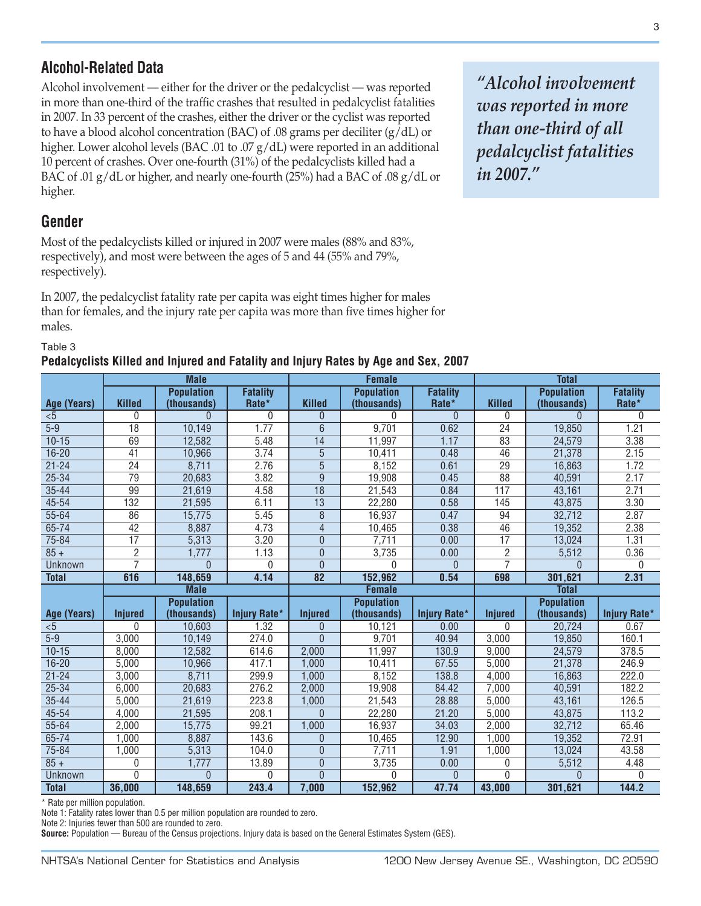## Alcohol-Related Data

Alcohol involvement — either for the driver or the pedalcyclist — was reported in more than one-third of the traffic crashes that resulted in pedalcyclist fatalities in 2007. In 33 percent of the crashes, either the driver or the cyclist was reported to have a blood alcohol concentration (BAC) of .08 grams per deciliter (g/dL) or higher. Lower alcohol levels (BAC .01 to .07 g/dL) were reported in an additional 10 percent of crashes. Over one-fourth (31%) of the pedalcyclists killed had a BAC of .01 g/dL or higher, and nearly one-fourth (25%) had a BAC of .08 g/dL or higher.

*"Alcohol involvement was reported in more than one-third of all pedalcyclist fatalities in 2007."*

## Gender

Most of the pedalcyclists killed or injured in 2007 were males (88% and 83%, respectively), and most were between the ages of 5 and 44 (55% and 79%, respectively).

In 2007, the pedalcyclist fatality rate per capita was eight times higher for males than for females, and the injury rate per capita was more than five times higher for males.

Table 3

**Pedalcyclists Killed and Injured and Fatality and Injury Rates by Age and Sex, 2007**

| | Male | | | Female | | | Total | | |
|---|---|---|---|---|---|---|---|---|---|
| Age (Years) | Killed | Population (thousands) | Fatality Rate* | Killed | Population (thousands) | Fatality Rate* | Killed | Population (thousands) | Fatality Rate* |
| <5 | 0 | 0 | 0 | 0 | 0 | 0 | 0 | 0 | 0 |
| 5-9 | 18 | 10,149 | 1.77 | 6 | 9,701 | 0.62 | 24 | 19,850 | 1.21 |
| 10-15 | 69 | 12,582 | 5.48 | 14 | 11,997 | 1.17 | 83 | 24,579 | 3.38 |
| 16-20 | 41 | 10,966 | 3.74 | 5 | 10,411 | 0.48 | 46 | 21,378 | 2.15 |
| 21-24 | 24 | 8,711 | 2.76 | 5 | 8,152 | 0.61 | 29 | 16,863 | 1.72 |
| 25-34 | 79 | 20,683 | 3.82 | 9 | 19,908 | 0.45 | 88 | 40,591 | 2.17 |
| 35-44 | 99 | 21,619 | 4.58 | 18 | 21,543 | 0.84 | 117 | 43,161 | 2.71 |
| 45-54 | 132 | 21,595 | 6.11 | 13 | 22,280 | 0.58 | 145 | 43,875 | 3.30 |
| 55-64 | 86 | 15,775 | 5.45 | 8 | 16,937 | 0.47 | 94 | 32,712 | 2.87 |
| 65-74 | 42 | 8,887 | 4.73 | 4 | 10,465 | 0.38 | 46 | 19,352 | 2.38 |
| 75-84 | 17 | 5,313 | 3.20 | 0 | 7,711 | 0.00 | 17 | 13,024 | 1.31 |
| 85 + | 2 | 1,777 | 1.13 | 0 | 3,735 | 0.00 | 2 | 5,512 | 0.36 |
| Unknown | 7 | 0 | 0 | 0 | 0 | 0 | 7 | 0 | 0 |
| **Total** | **616** | **148,659** | **4.14** | **82** | **152,962** | **0.54** | **698** | **301,621** | **2.31** |
| | **Male** | | | **Female** | | | **Total** | | |
| **Age (Years)** | **Injured** | **Population (thousands)** | **Injury Rate*** | **Injured** | **Population (thousands)** | **Injury Rate*** | **Injured** | **Population (thousands)** | **Injury Rate*** |
| <5 | 0 | 10,603 | 1.32 | 0 | 10,121 | 0.00 | 0 | 20,724 | 0.67 |
| 5-9 | 3,000 | 10,149 | 274.0 | 0 | 9,701 | 40.94 | 3,000 | 19,850 | 160.1 |
| 10-15 | 8,000 | 12,582 | 614.6 | 2,000 | 11,997 | 130.9 | 9,000 | 24,579 | 378.5 |
| 16-20 | 5,000 | 10,966 | 417.1 | 1,000 | 10,411 | 67.55 | 5,000 | 21,378 | 246.9 |
| 21-24 | 3,000 | 8,711 | 299.9 | 1,000 | 8,152 | 138.8 | 4,000 | 16,863 | 222.0 |
| 25-34 | 6,000 | 20,683 | 276.2 | 2,000 | 19,908 | 84.42 | 7,000 | 40,591 | 182.2 |
| 35-44 | 5,000 | 21,619 | 223.8 | 1,000 | 21,543 | 28.88 | 5,000 | 43,161 | 126.5 |
| 45-54 | 4,000 | 21,595 | 208.1 | 0 | 22,280 | 21.20 | 5,000 | 43,875 | 113.2 |
| 55-64 | 2,000 | 15,775 | 99.21 | 1,000 | 16,937 | 34.03 | 2,000 | 32,712 | 65.46 |
| 65-74 | 1,000 | 8,887 | 143.6 | 0 | 10,465 | 12.90 | 1,000 | 19,352 | 72.91 |
| 75-84 | 1,000 | 5,313 | 104.0 | 0 | 7,711 | 1.91 | 1,000 | 13,024 | 43.58 |
| 85 + | 0 | 1,777 | 13.89 | 0 | 3,735 | 0.00 | 0 | 5,512 | 4.48 |
| Unknown | 0 | 0 | 0 | 0 | 0 | 0 | 0 | 0 | 0 |
| **Total** | **36,000** | **148,659** | **243.4** | **7,000** | **152,962** | **47.74** | **43,000** | **301,621** | **144.2** |

\* Rate per million population.

Note 1: Fatality rates lower than 0.5 per million population are rounded to zero.

Note 2: Injuries fewer than 500 are rounded to zero.

**Source:** Population — Bureau of the Census projections. Injury data is based on the General Estimates System (GES).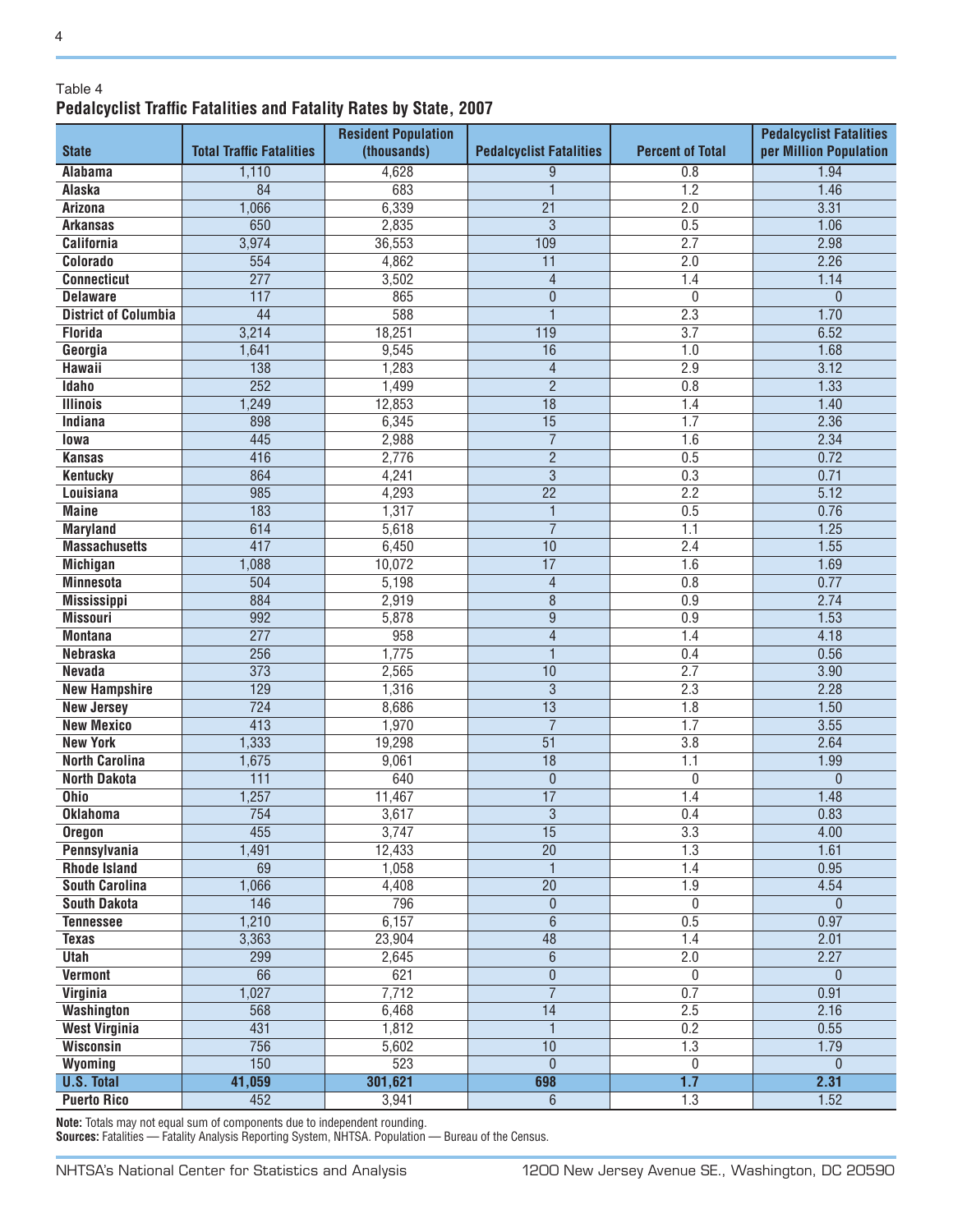Table 4

**Pedalcyclist Traffic Fatalities and Fatality Rates by State, 2007**

| State | Total Traffic Fatalities | Resident Population (thousands) | Pedalcyclist Fatalities | Percent of Total | Pedalcyclist Fatalities per Million Population |
|---|---|---|---|---|---|
| Alabama | 1,110 | 4,628 | 9 | 0.8 | 1.94 |
| Alaska | 84 | 683 | 1 | 1.2 | 1.46 |
| Arizona | 1,066 | 6,339 | 21 | 2.0 | 3.31 |
| Arkansas | 650 | 2,835 | 3 | 0.5 | 1.06 |
| California | 3,974 | 36,553 | 109 | 2.7 | 2.98 |
| Colorado | 554 | 4,862 | 11 | 2.0 | 2.26 |
| Connecticut | 277 | 3,502 | 4 | 1.4 | 1.14 |
| Delaware | 117 | 865 | 0 | 0 | 0 |
| District of Columbia | 44 | 588 | 1 | 2.3 | 1.70 |
| Florida | 3,214 | 18,251 | 119 | 3.7 | 6.52 |
| Georgia | 1,641 | 9,545 | 16 | 1.0 | 1.68 |
| Hawaii | 138 | 1,283 | 4 | 2.9 | 3.12 |
| Idaho | 252 | 1,499 | 2 | 0.8 | 1.33 |
| Illinois | 1,249 | 12,853 | 18 | 1.4 | 1.40 |
| Indiana | 898 | 6,345 | 15 | 1.7 | 2.36 |
| Iowa | 445 | 2,988 | 7 | 1.6 | 2.34 |
| Kansas | 416 | 2,776 | 2 | 0.5 | 0.72 |
| Kentucky | 864 | 4,241 | 3 | 0.3 | 0.71 |
| Louisiana | 985 | 4,293 | 22 | 2.2 | 5.12 |
| Maine | 183 | 1,317 | 1 | 0.5 | 0.76 |
| Maryland | 614 | 5,618 | 7 | 1.1 | 1.25 |
| Massachusetts | 417 | 6,450 | 10 | 2.4 | 1.55 |
| Michigan | 1,088 | 10,072 | 17 | 1.6 | 1.69 |
| Minnesota | 504 | 5,198 | 4 | 0.8 | 0.77 |
| Mississippi | 884 | 2,919 | 8 | 0.9 | 2.74 |
| Missouri | 992 | 5,878 | 9 | 0.9 | 1.53 |
| Montana | 277 | 958 | 4 | 1.4 | 4.18 |
| Nebraska | 256 | 1,775 | 1 | 0.4 | 0.56 |
| Nevada | 373 | 2,565 | 10 | 2.7 | 3.90 |
| New Hampshire | 129 | 1,316 | 3 | 2.3 | 2.28 |
| New Jersey | 724 | 8,686 | 13 | 1.8 | 1.50 |
| New Mexico | 413 | 1,970 | 7 | 1.7 | 3.55 |
| New York | 1,333 | 19,298 | 51 | 3.8 | 2.64 |
| North Carolina | 1,675 | 9,061 | 18 | 1.1 | 1.99 |
| North Dakota | 111 | 640 | 0 | 0 | 0 |
| Ohio | 1,257 | 11,467 | 17 | 1.4 | 1.48 |
| Oklahoma | 754 | 3,617 | 3 | 0.4 | 0.83 |
| Oregon | 455 | 3,747 | 15 | 3.3 | 4.00 |
| Pennsylvania | 1,491 | 12,433 | 20 | 1.3 | 1.61 |
| Rhode Island | 69 | 1,058 | 1 | 1.4 | 0.95 |
| South Carolina | 1,066 | 4,408 | 20 | 1.9 | 4.54 |
| South Dakota | 146 | 796 | 0 | 0 | 0 |
| Tennessee | 1,210 | 6,157 | 6 | 0.5 | 0.97 |
| Texas | 3,363 | 23,904 | 48 | 1.4 | 2.01 |
| Utah | 299 | 2,645 | 6 | 2.0 | 2.27 |
| Vermont | 66 | 621 | 0 | 0 | 0 |
| Virginia | 1,027 | 7,712 | 7 | 0.7 | 0.91 |
| Washington | 568 | 6,468 | 14 | 2.5 | 2.16 |
| West Virginia | 431 | 1,812 | 1 | 0.2 | 0.55 |
| Wisconsin | 756 | 5,602 | 10 | 1.3 | 1.79 |
| Wyoming | 150 | 523 | 0 | 0 | 0 |
| **U.S. Total** | **41,059** | **301,621** | **698** | **1.7** | **2.31** |
| Puerto Rico | 452 | 3,941 | 6 | 1.3 | 1.52 |

**Note:** Totals may not equal sum of components due to independent rounding.
**Sources:** Fatalities — Fatality Analysis Reporting System, NHTSA. Population — Bureau of the Census.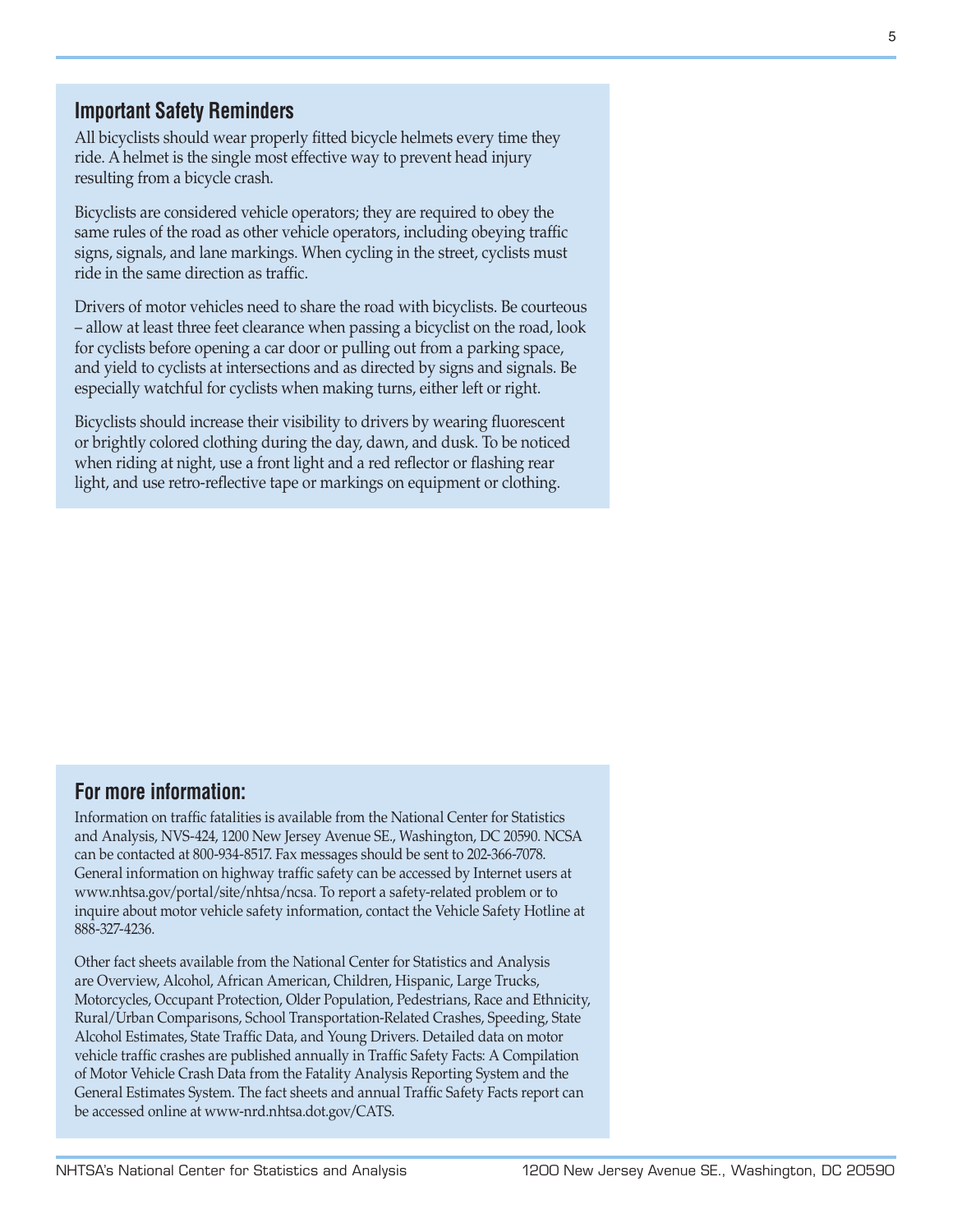## Important Safety Reminders

All bicyclists should wear properly fitted bicycle helmets every time they ride. A helmet is the single most effective way to prevent head injury resulting from a bicycle crash.

Bicyclists are considered vehicle operators; they are required to obey the same rules of the road as other vehicle operators, including obeying traffic signs, signals, and lane markings. When cycling in the street, cyclists must ride in the same direction as traffic.

Drivers of motor vehicles need to share the road with bicyclists. Be courteous – allow at least three feet clearance when passing a bicyclist on the road, look for cyclists before opening a car door or pulling out from a parking space, and yield to cyclists at intersections and as directed by signs and signals. Be especially watchful for cyclists when making turns, either left or right.

Bicyclists should increase their visibility to drivers by wearing fluorescent or brightly colored clothing during the day, dawn, and dusk. To be noticed when riding at night, use a front light and a red reflector or flashing rear light, and use retro-reflective tape or markings on equipment or clothing.

## For more information:

Information on traffic fatalities is available from the National Center for Statistics and Analysis, NVS-424, 1200 New Jersey Avenue SE., Washington, DC 20590. NCSA can be contacted at 800-934-8517. Fax messages should be sent to 202-366-7078. General information on highway traffic safety can be accessed by Internet users at www.nhtsa.gov/portal/site/nhtsa/ncsa. To report a safety-related problem or to inquire about motor vehicle safety information, contact the Vehicle Safety Hotline at 888-327-4236.

Other fact sheets available from the National Center for Statistics and Analysis are Overview, Alcohol, African American, Children, Hispanic, Large Trucks, Motorcycles, Occupant Protection, Older Population, Pedestrians, Race and Ethnicity, Rural/Urban Comparisons, School Transportation-Related Crashes, Speeding, State Alcohol Estimates, State Traffic Data, and Young Drivers. Detailed data on motor vehicle traffic crashes are published annually in Traffic Safety Facts: A Compilation of Motor Vehicle Crash Data from the Fatality Analysis Reporting System and the General Estimates System. The fact sheets and annual Traffic Safety Facts report can be accessed online at www-nrd.nhtsa.dot.gov/CATS.